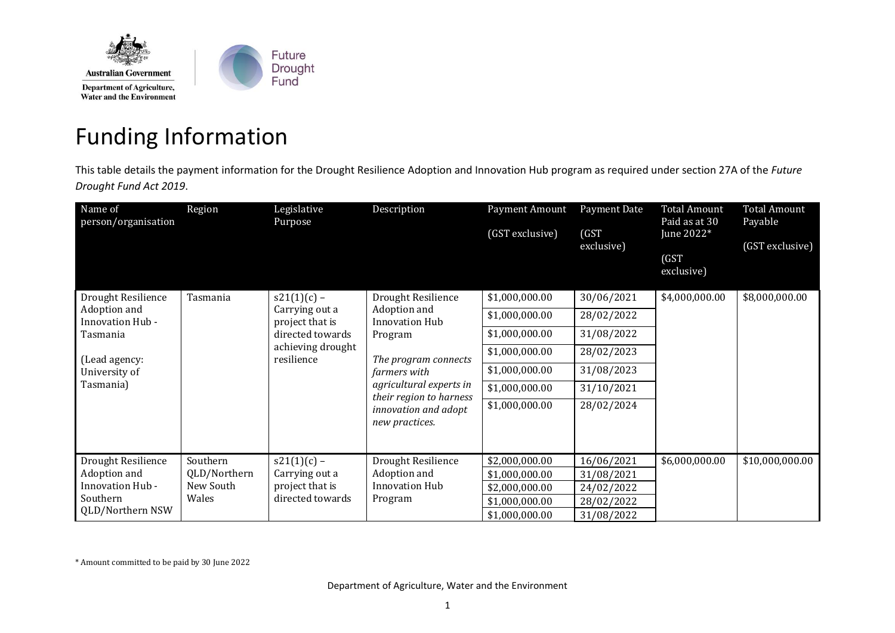# Funding Information

This table details the payment information for the Drought Resilience Adoption and Innovation Hub program as required under section 27A of the *Future Drought Fund Act 2019*.

| Name of person/organisation | Region | Legislative Purpose | Description | Payment Amount (GST exclusive) | Payment Date (GST exclusive) | Total Amount Paid as at 30 June 2022* (GST exclusive) | Total Amount Payable (GST exclusive) |
|---|---|---|---|---|---|---|---|
| Drought Resilience Adoption and Innovation Hub - Tasmania (Lead agency: University of Tasmania) | Tasmania | s21(1)(c) – Carrying out a project that is directed towards achieving drought resilience | Drought Resilience Adoption and Innovation Hub Program *The program connects farmers with agricultural experts in their region to harness innovation and adopt new practices.* | $1,000,000.00 | 30/06/2021 | $4,000,000.00 | $8,000,000.00 |
| | | | | $1,000,000.00 | 28/02/2022 | | |
| | | | | $1,000,000.00 | 31/08/2022 | | |
| | | | | $1,000,000.00 | 28/02/2023 | | |
| | | | | $1,000,000.00 | 31/08/2023 | | |
| | | | | $1,000,000.00 | 31/10/2021 | | |
| | | | | $1,000,000.00 | 28/02/2024 | | |
| Drought Resilience Adoption and Innovation Hub - Southern QLD/Northern NSW | Southern QLD/Northern New South Wales | s21(1)(c) – Carrying out a project that is directed towards | Drought Resilience Adoption and Innovation Hub Program | $2,000,000.00 | 16/06/2021 | $6,000,000.00 | $10,000,000.00 |
| | | | | $1,000,000.00 | 31/08/2021 | | |
| | | | | $2,000,000.00 | 24/02/2022 | | |
| | | | | $1,000,000.00 | 28/02/2022 | | |
| | | | | $1,000,000.00 | 31/08/2022 | | |

* Amount committed to be paid by 30 June 2022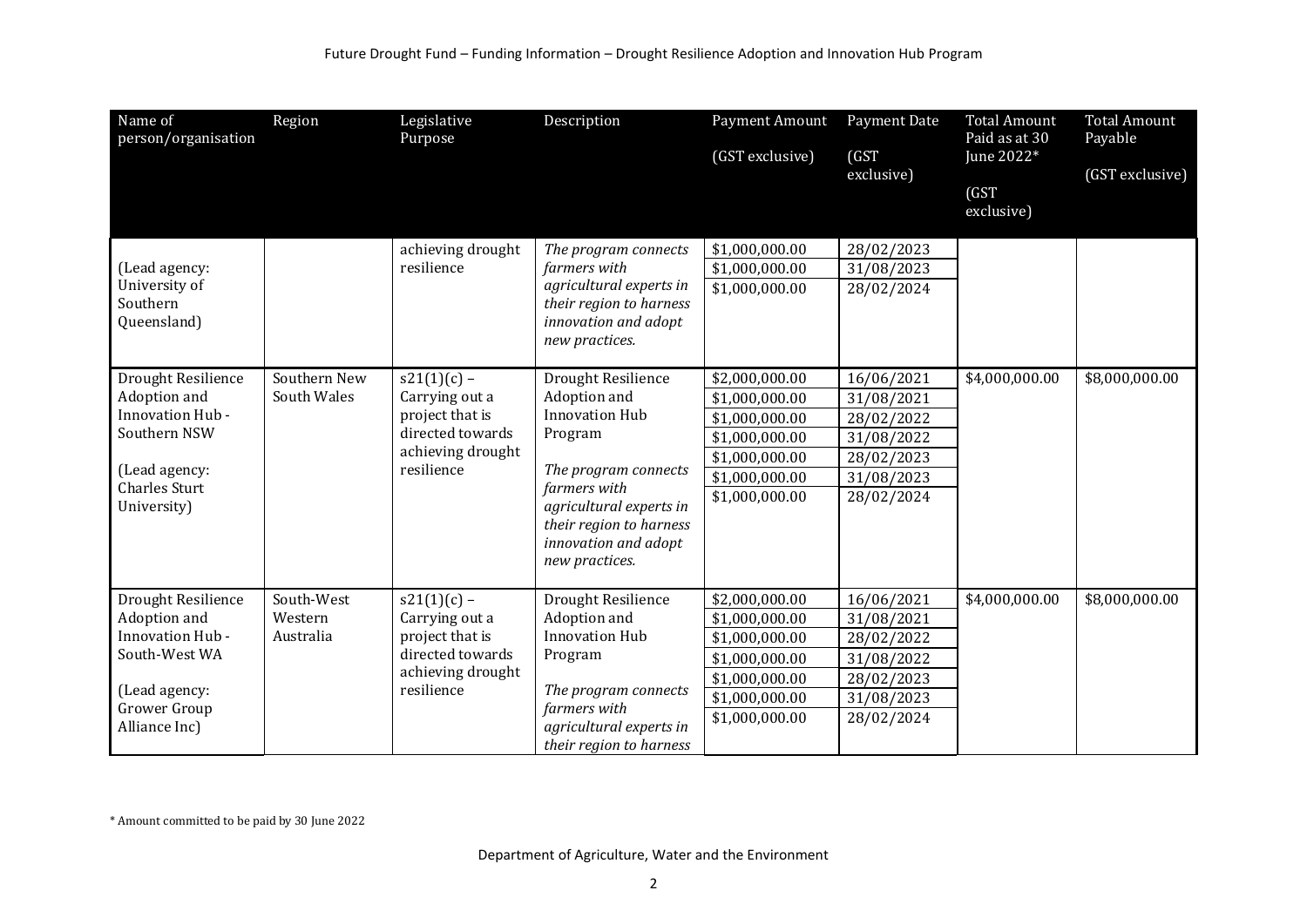| Name of person/organisation | Region | Legislative Purpose | Description | Payment Amount (GST exclusive) | Payment Date (GST exclusive) | Total Amount Paid as at 30 June 2022* (GST exclusive) | Total Amount Payable (GST exclusive) |
|---|---|---|---|---|---|---|---|
| (Lead agency: University of Southern Queensland) | | achieving drought resilience | *The program connects farmers with agricultural experts in their region to harness innovation and adopt new practices.* | \$1,000,000.00<br>\$1,000,000.00<br>\$1,000,000.00 | 28/02/2023<br>31/08/2023<br>28/02/2024 | | |
| Drought Resilience Adoption and Innovation Hub - Southern NSW<br><br>(Lead agency: Charles Sturt University) | Southern New South Wales | s21(1)(c) – Carrying out a project that is directed towards achieving drought resilience | Drought Resilience Adoption and Innovation Hub Program<br><br>*The program connects farmers with agricultural experts in their region to harness innovation and adopt new practices.* | \$2,000,000.00<br>\$1,000,000.00<br>\$1,000,000.00<br>\$1,000,000.00<br>\$1,000,000.00<br>\$1,000,000.00<br>\$1,000,000.00 | 16/06/2021<br>31/08/2021<br>28/02/2022<br>31/08/2022<br>28/02/2023<br>31/08/2023<br>28/02/2024 | \$4,000,000.00 | \$8,000,000.00 |
| Drought Resilience Adoption and Innovation Hub - South-West WA<br><br>(Lead agency: Grower Group Alliance Inc) | South-West Western Australia | s21(1)(c) – Carrying out a project that is directed towards achieving drought resilience | Drought Resilience Adoption and Innovation Hub Program<br><br>*The program connects farmers with agricultural experts in their region to harness* | \$2,000,000.00<br>\$1,000,000.00<br>\$1,000,000.00<br>\$1,000,000.00<br>\$1,000,000.00<br>\$1,000,000.00<br>\$1,000,000.00 | 16/06/2021<br>31/08/2021<br>28/02/2022<br>31/08/2022<br>28/02/2023<br>31/08/2023<br>28/02/2024 | \$4,000,000.00 | \$8,000,000.00 |

\* Amount committed to be paid by 30 June 2022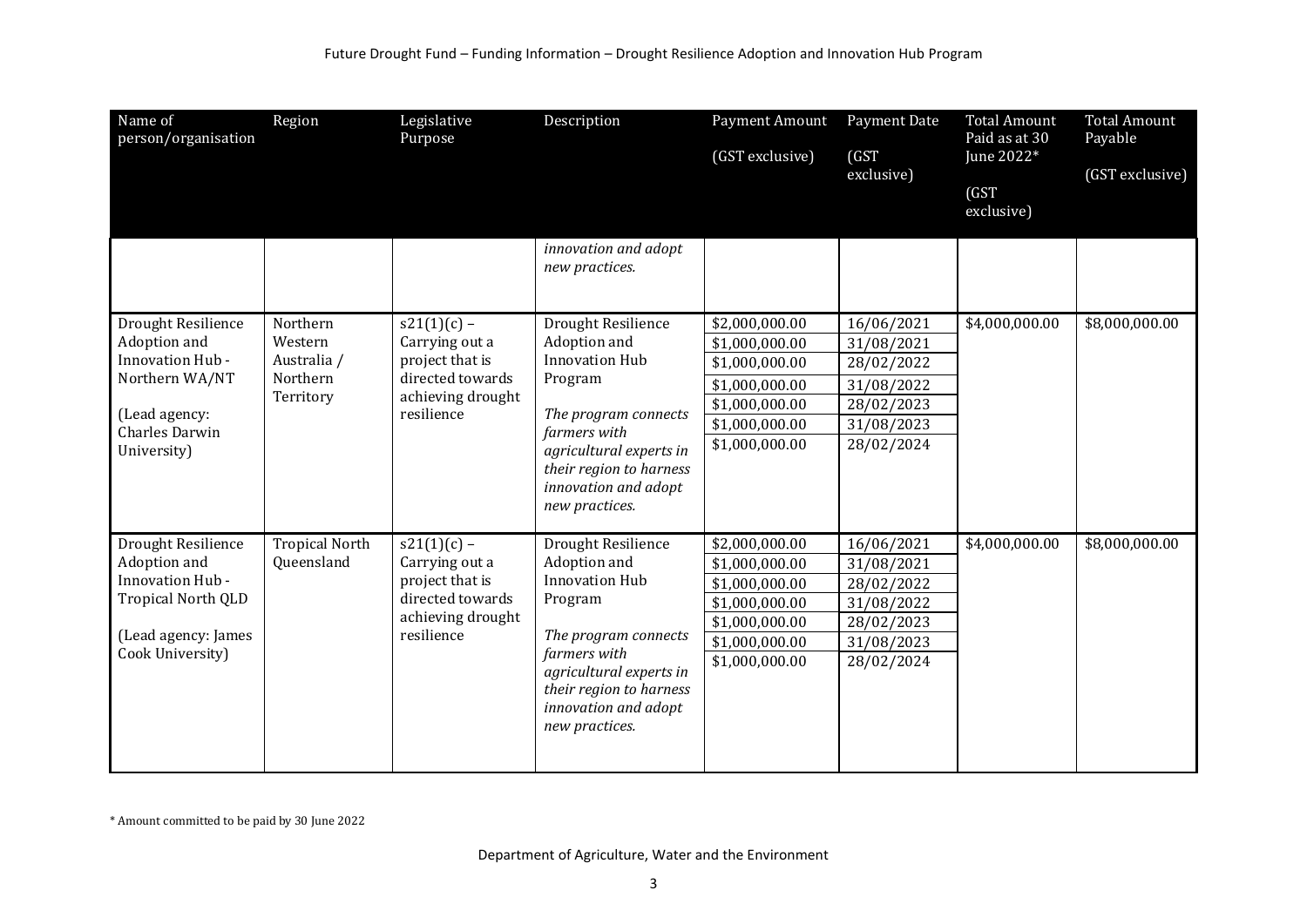| Name of person/organisation | Region | Legislative Purpose | Description | Payment Amount (GST exclusive) | Payment Date (GST exclusive) | Total Amount Paid as at 30 June 2022* (GST exclusive) | Total Amount Payable (GST exclusive) |
|---|---|---|---|---|---|---|---|
| | | | *innovation and adopt new practices.* | | | | |
| Drought Resilience Adoption and Innovation Hub - Northern WA/NT<br><br>(Lead agency: Charles Darwin University) | Northern Western Australia / Northern Territory | s21(1)(c) – Carrying out a project that is directed towards achieving drought resilience | Drought Resilience Adoption and Innovation Hub Program<br><br>*The program connects farmers with agricultural experts in their region to harness innovation and adopt new practices.* | $2,000,000.00<br>$1,000,000.00<br>$1,000,000.00<br>$1,000,000.00<br>$1,000,000.00<br>$1,000,000.00<br>$1,000,000.00 | 16/06/2021<br>31/08/2021<br>28/02/2022<br>31/08/2022<br>28/02/2023<br>31/08/2023<br>28/02/2024 | $4,000,000.00 | $8,000,000.00 |
| Drought Resilience Adoption and Innovation Hub - Tropical North QLD<br><br>(Lead agency: James Cook University) | Tropical North Queensland | s21(1)(c) – Carrying out a project that is directed towards achieving drought resilience | Drought Resilience Adoption and Innovation Hub Program<br><br>*The program connects farmers with agricultural experts in their region to harness innovation and adopt new practices.* | $2,000,000.00<br>$1,000,000.00<br>$1,000,000.00<br>$1,000,000.00<br>$1,000,000.00<br>$1,000,000.00<br>$1,000,000.00 | 16/06/2021<br>31/08/2021<br>28/02/2022<br>31/08/2022<br>28/02/2023<br>31/08/2023<br>28/02/2024 | $4,000,000.00 | $8,000,000.00 |

* Amount committed to be paid by 30 June 2022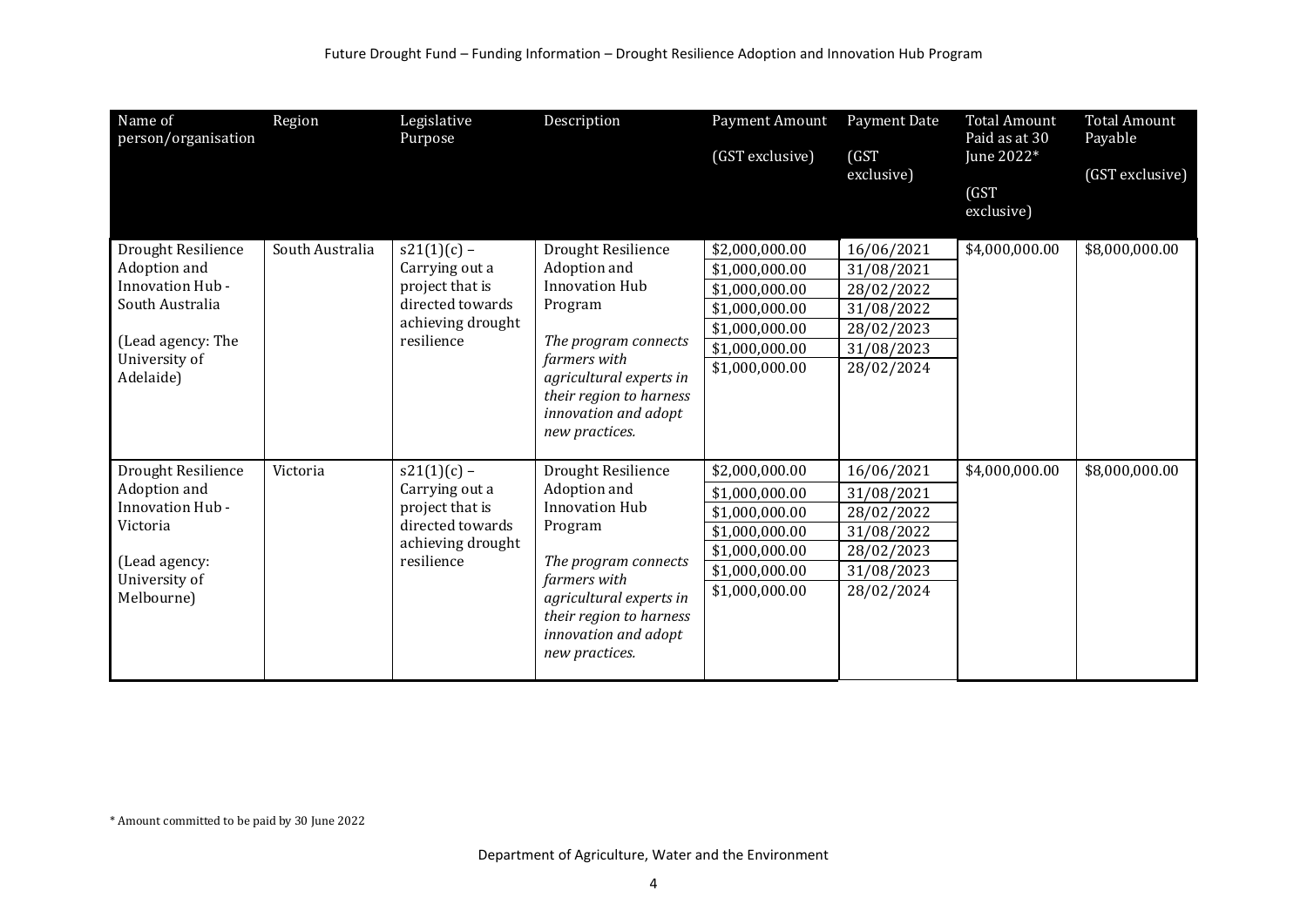| Name of person/organisation | Region | Legislative Purpose | Description | Payment Amount (GST exclusive) | Payment Date (GST exclusive) | Total Amount Paid as at 30 June 2022* (GST exclusive) | Total Amount Payable (GST exclusive) |
|---|---|---|---|---|---|---|---|
| Drought Resilience Adoption and Innovation Hub - South Australia<br><br>(Lead agency: The University of Adelaide) | South Australia | s21(1)(c) – Carrying out a project that is directed towards achieving drought resilience | Drought Resilience Adoption and Innovation Hub Program<br><br>*The program connects farmers with agricultural experts in their region to harness innovation and adopt new practices.* | \$2,000,000.00<br>\$1,000,000.00<br>\$1,000,000.00<br>\$1,000,000.00<br>\$1,000,000.00<br>\$1,000,000.00<br>\$1,000,000.00 | 16/06/2021<br>31/08/2021<br>28/02/2022<br>31/08/2022<br>28/02/2023<br>31/08/2023<br>28/02/2024 | \$4,000,000.00 | \$8,000,000.00 |
| Drought Resilience Adoption and Innovation Hub - Victoria<br><br>(Lead agency: University of Melbourne) | Victoria | s21(1)(c) – Carrying out a project that is directed towards achieving drought resilience | Drought Resilience Adoption and Innovation Hub Program<br><br>*The program connects farmers with agricultural experts in their region to harness innovation and adopt new practices.* | \$2,000,000.00<br>\$1,000,000.00<br>\$1,000,000.00<br>\$1,000,000.00<br>\$1,000,000.00<br>\$1,000,000.00<br>\$1,000,000.00 | 16/06/2021<br>31/08/2021<br>28/02/2022<br>31/08/2022<br>28/02/2023<br>31/08/2023<br>28/02/2024 | \$4,000,000.00 | \$8,000,000.00 |

* Amount committed to be paid by 30 June 2022